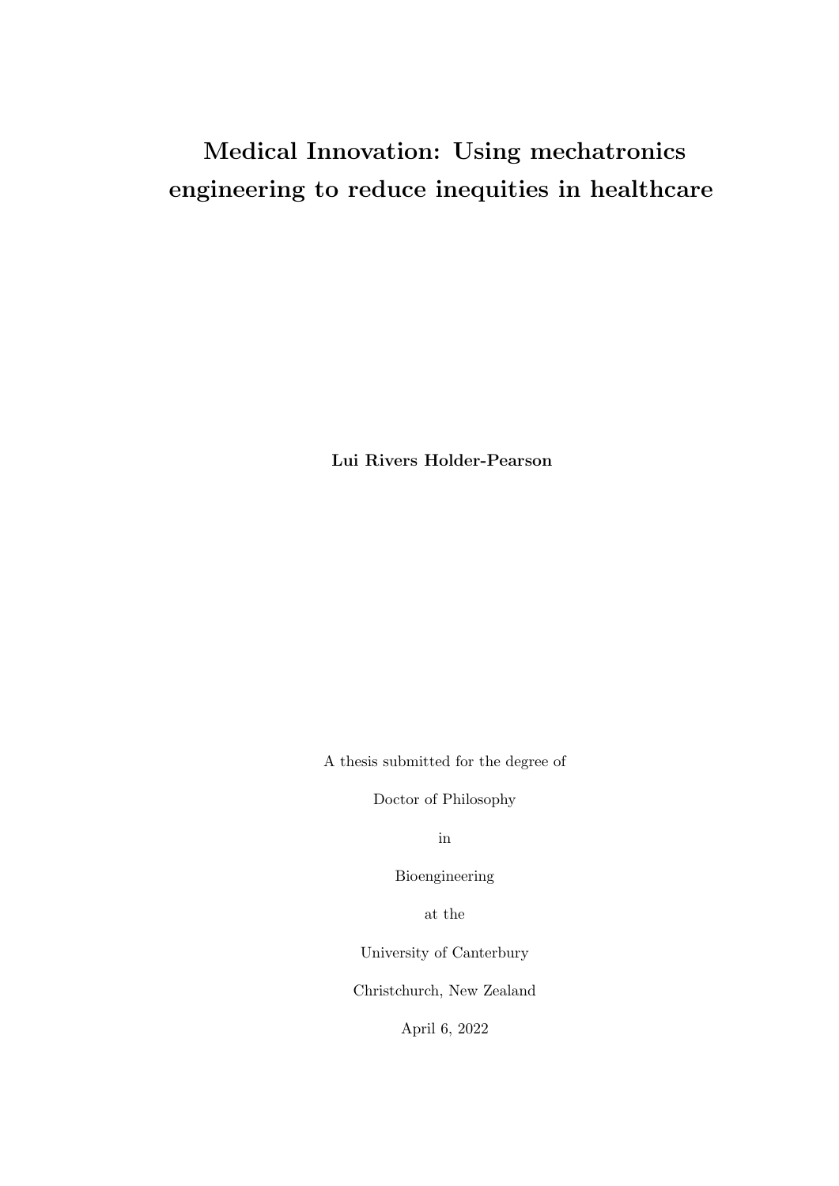# Medical Innovation: Using mechatronics engineering to reduce inequities in healthcare

**Lui Rivers Holder-Pearson**

A thesis submitted for the degree of

Doctor of Philosophy

in

Bioengineering

at the

University of Canterbury

Christchurch, New Zealand

April 6, 2022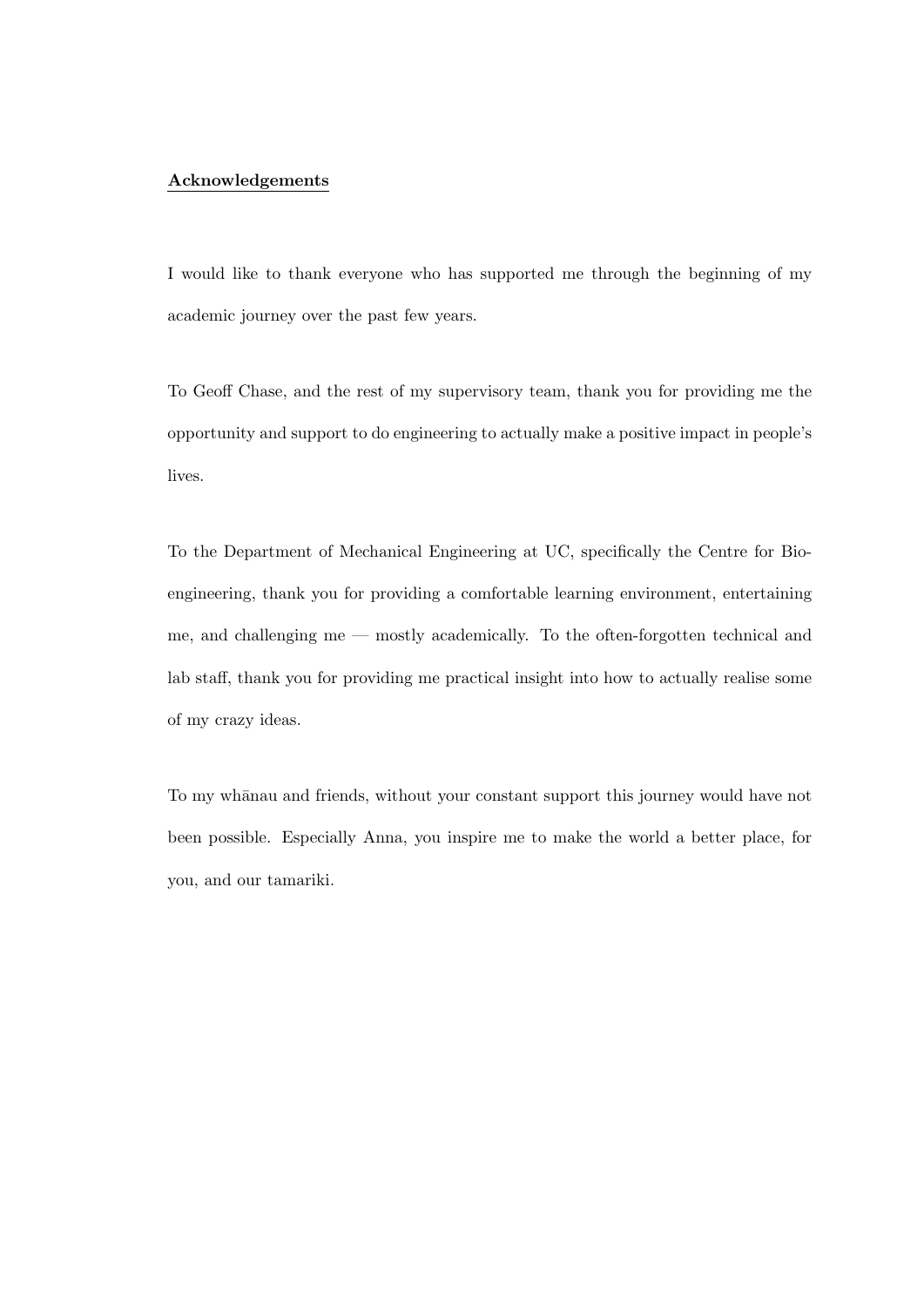## Acknowledgements

I would like to thank everyone who has supported me through the beginning of my academic journey over the past few years.

To Geoff Chase, and the rest of my supervisory team, thank you for providing me the opportunity and support to do engineering to actually make a positive impact in people's lives.

To the Department of Mechanical Engineering at UC, specifically the Centre for Bio-engineering, thank you for providing a comfortable learning environment, entertaining me, and challenging me — mostly academically. To the often-forgotten technical and lab staff, thank you for providing me practical insight into how to actually realise some of my crazy ideas.

To my whānau and friends, without your constant support this journey would have not been possible. Especially Anna, you inspire me to make the world a better place, for you, and our tamariki.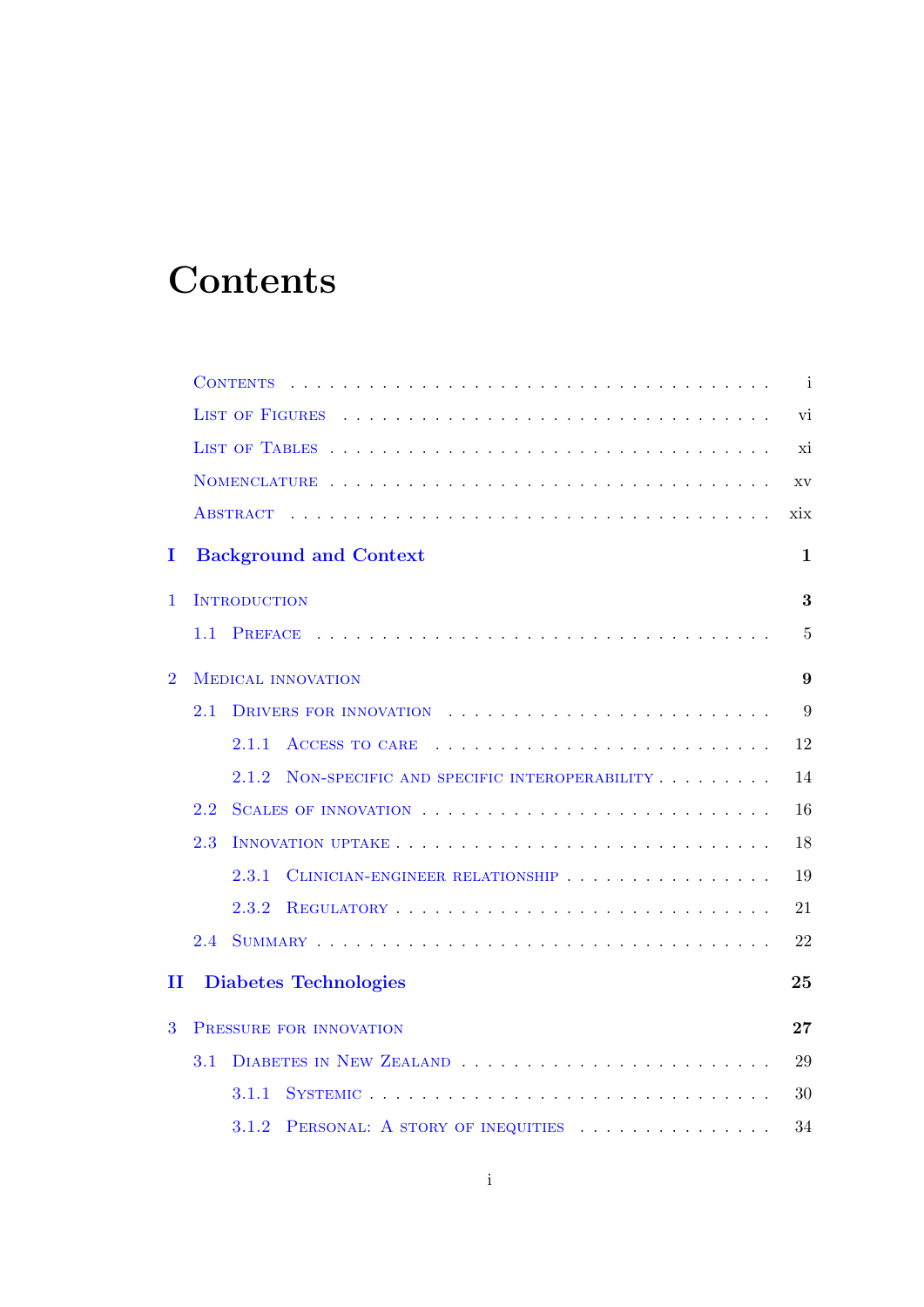# Contents

- Contents ... i
- List of Figures ... vi
- List of Tables ... xi
- Nomenclature ... xv
- Abstract ... xix

**I Background and Context** **1**

**1 Introduction** **3**

- 1.1 Preface ... 5

**2 Medical innovation** **9**

- 2.1 Drivers for innovation ... 9
  - 2.1.1 Access to care ... 12
  - 2.1.2 Non-specific and specific interoperability ... 14
- 2.2 Scales of innovation ... 16
- 2.3 Innovation uptake ... 18
  - 2.3.1 Clinician-engineer relationship ... 19
  - 2.3.2 Regulatory ... 21
- 2.4 Summary ... 22

**II Diabetes Technologies** **25**

**3 Pressure for innovation** **27**

- 3.1 Diabetes in New Zealand ... 29
  - 3.1.1 Systemic ... 30
  - 3.1.2 Personal: A story of inequities ... 34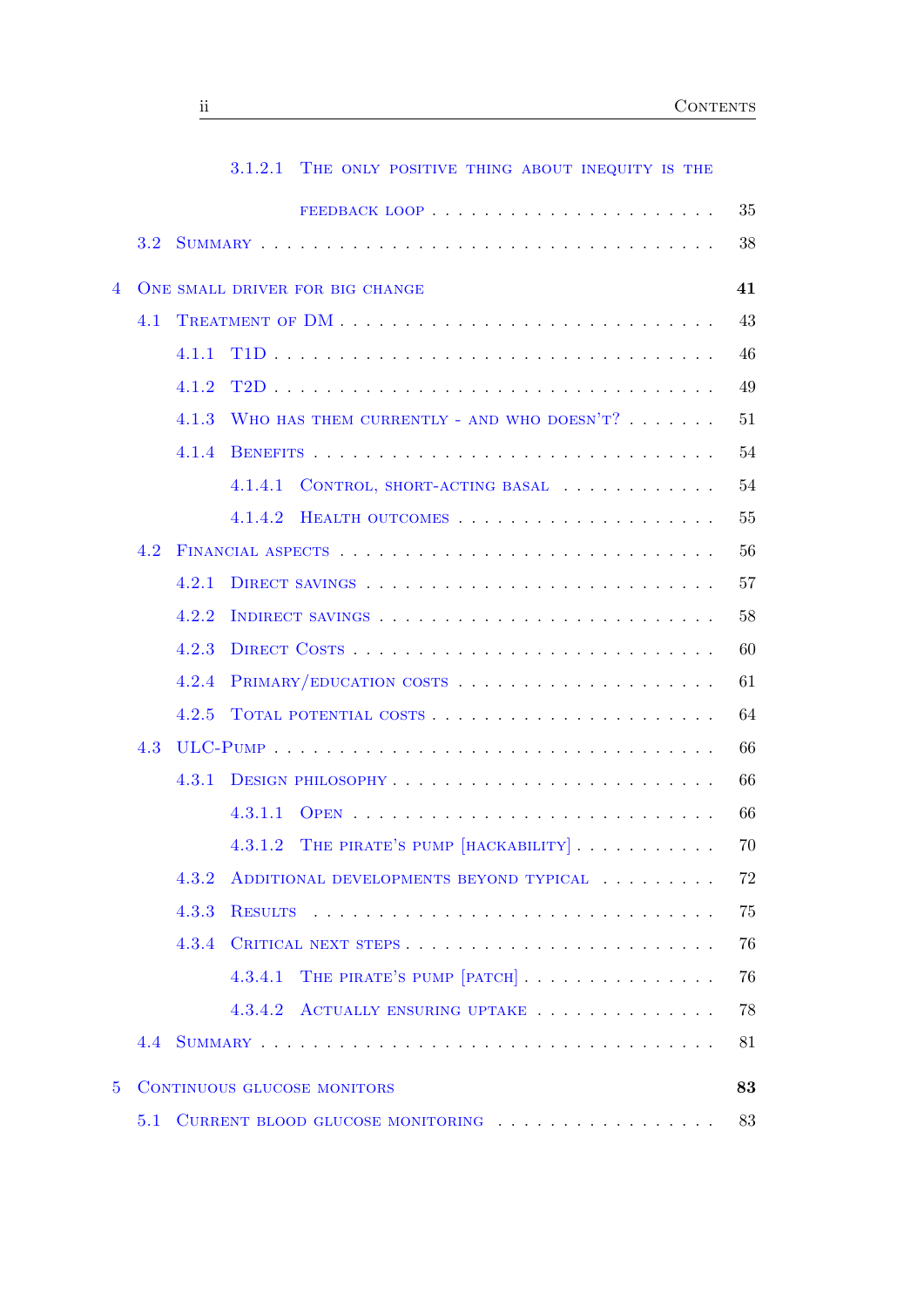3.1.2.1 The only positive thing about inequity is the feedback loop . . . . . . . . . . . . . . . . . . . . . 35

3.2 Summary . . . . . . . . . . . . . . . . . . . . . . . . . . . . . . . 38

**4 One small driver for big change 41**

4.1 Treatment of DM . . . . . . . . . . . . . . . . . . . . . . . . . . 43

4.1.1 T1D . . . . . . . . . . . . . . . . . . . . . . . . . . . . . . 46

4.1.2 T2D . . . . . . . . . . . . . . . . . . . . . . . . . . . . . . 49

4.1.3 Who has them currently - and who doesn't? . . . . . . . 51

4.1.4 Benefits . . . . . . . . . . . . . . . . . . . . . . . . . . . 54

4.1.4.1 Control, short-acting basal . . . . . . . . . . . . 54

4.1.4.2 Health outcomes . . . . . . . . . . . . . . . . . . . 55

4.2 Financial aspects . . . . . . . . . . . . . . . . . . . . . . . . . . 56

4.2.1 Direct savings . . . . . . . . . . . . . . . . . . . . . . . . 57

4.2.2 Indirect savings . . . . . . . . . . . . . . . . . . . . . . . 58

4.2.3 Direct Costs . . . . . . . . . . . . . . . . . . . . . . . . . 60

4.2.4 Primary/education costs . . . . . . . . . . . . . . . . . . 61

4.2.5 Total potential costs . . . . . . . . . . . . . . . . . . . . 64

4.3 ULC-Pump . . . . . . . . . . . . . . . . . . . . . . . . . . . . . . 66

4.3.1 Design philosophy . . . . . . . . . . . . . . . . . . . . . . 66

4.3.1.1 Open . . . . . . . . . . . . . . . . . . . . . . . . . 66

4.3.1.2 The pirate's pump [hackability] . . . . . . . . . . 70

4.3.2 Additional developments beyond typical . . . . . . . . . 72

4.3.3 Results . . . . . . . . . . . . . . . . . . . . . . . . . . . . 75

4.3.4 Critical next steps . . . . . . . . . . . . . . . . . . . . . . 76

4.3.4.1 The pirate's pump [patch] . . . . . . . . . . . . . . 76

4.3.4.2 Actually ensuring uptake . . . . . . . . . . . . . . 78

4.4 Summary . . . . . . . . . . . . . . . . . . . . . . . . . . . . . . . 81

**5 Continuous glucose monitors 83**

5.1 Current blood glucose monitoring . . . . . . . . . . . . . . . . . 83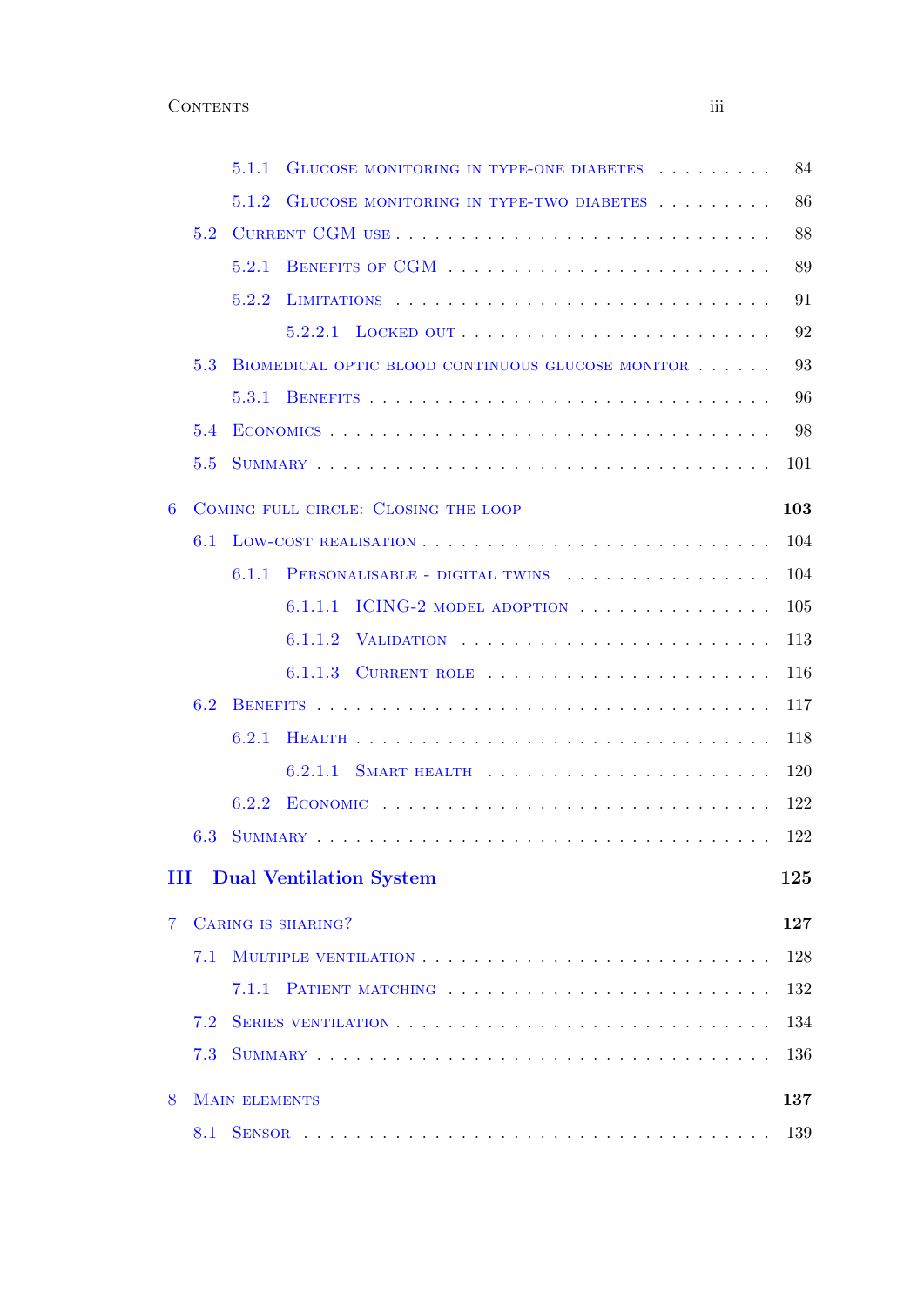- 5.1.1 Glucose monitoring in type-one diabetes . . . . . . . . . 84
- 5.1.2 Glucose monitoring in type-two diabetes . . . . . . . . . 86
- 5.2 Current CGM use . . . . . . . . . . . . . . . . . . . . . . . . . . . 88
  - 5.2.1 Benefits of CGM . . . . . . . . . . . . . . . . . . . . . . . . 89
  - 5.2.2 Limitations . . . . . . . . . . . . . . . . . . . . . . . . . . . . 91
    - 5.2.2.1 Locked out . . . . . . . . . . . . . . . . . . . . . . . 92
- 5.3 Biomedical optic blood continuous glucose monitor . . . . . . 93
  - 5.3.1 Benefits . . . . . . . . . . . . . . . . . . . . . . . . . . . . . . 96
- 5.4 Economics . . . . . . . . . . . . . . . . . . . . . . . . . . . . . . . . . 98
- 5.5 Summary . . . . . . . . . . . . . . . . . . . . . . . . . . . . . . . . . 101

**6 Coming full circle: Closing the loop** **103**

- 6.1 Low-cost realisation . . . . . . . . . . . . . . . . . . . . . . . . . . 104
  - 6.1.1 Personalisable - digital twins . . . . . . . . . . . . . . . . 104
    - 6.1.1.1 ICING-2 model adoption . . . . . . . . . . . . . . . 105
    - 6.1.1.2 Validation . . . . . . . . . . . . . . . . . . . . . . . 113
    - 6.1.1.3 Current role . . . . . . . . . . . . . . . . . . . . . 116
- 6.2 Benefits . . . . . . . . . . . . . . . . . . . . . . . . . . . . . . . . . 117
  - 6.2.1 Health . . . . . . . . . . . . . . . . . . . . . . . . . . . . . . . 118
    - 6.2.1.1 Smart health . . . . . . . . . . . . . . . . . . . . . 120
  - 6.2.2 Economic . . . . . . . . . . . . . . . . . . . . . . . . . . . . . 122
- 6.3 Summary . . . . . . . . . . . . . . . . . . . . . . . . . . . . . . . . . 122

**III Dual Ventilation System** **125**

**7 Caring is sharing?** **127**

- 7.1 Multiple ventilation . . . . . . . . . . . . . . . . . . . . . . . . . . 128
  - 7.1.1 Patient matching . . . . . . . . . . . . . . . . . . . . . . . . 132
- 7.2 Series ventilation . . . . . . . . . . . . . . . . . . . . . . . . . . . . 134
- 7.3 Summary . . . . . . . . . . . . . . . . . . . . . . . . . . . . . . . . . 136

**8 Main elements** **137**

- 8.1 Sensor . . . . . . . . . . . . . . . . . . . . . . . . . . . . . . . . . . 139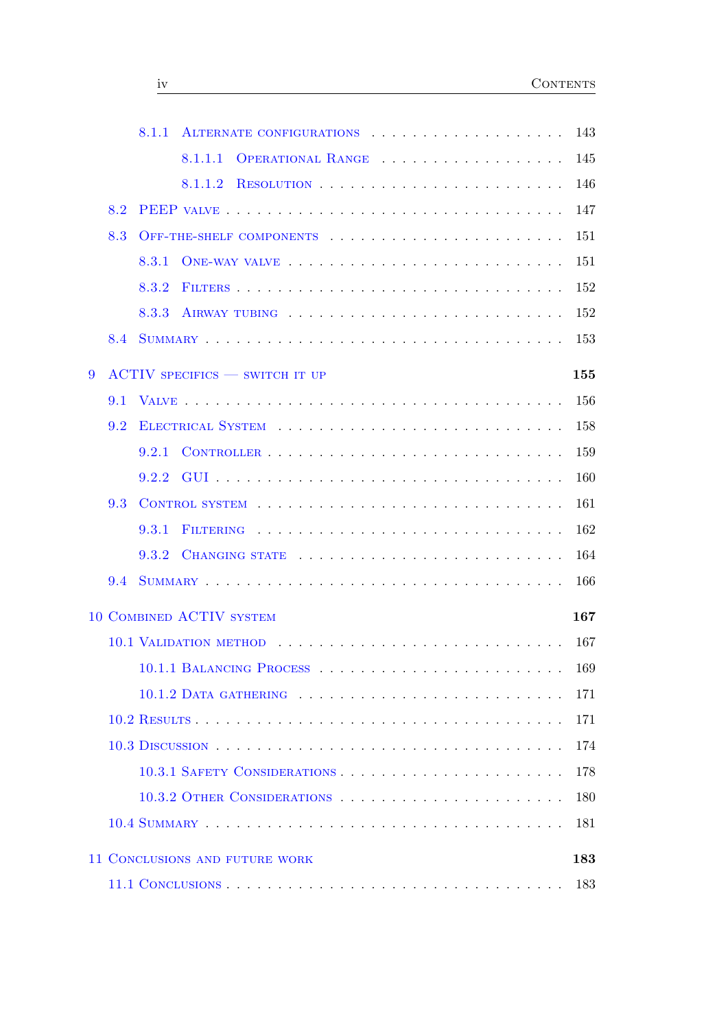- 8.1.1 Alternate configurations . . . . . 143
  - 8.1.1.1 Operational Range . . . . . 145
  - 8.1.1.2 Resolution . . . . . 146
- 8.2 PEEP valve . . . . . 147
- 8.3 Off-the-shelf components . . . . . 151
  - 8.3.1 One-way valve . . . . . 151
  - 8.3.2 Filters . . . . . 152
  - 8.3.3 Airway tubing . . . . . 152
- 8.4 Summary . . . . . 153

**9 ACTIV specifics — switch it up** **155**

- 9.1 Valve . . . . . 156
- 9.2 Electrical System . . . . . 158
  - 9.2.1 Controller . . . . . 159
  - 9.2.2 GUI . . . . . 160
- 9.3 Control system . . . . . 161
  - 9.3.1 Filtering . . . . . 162
  - 9.3.2 Changing state . . . . . 164
- 9.4 Summary . . . . . 166

**10 Combined ACTIV system** **167**

- 10.1 Validation method . . . . . 167
  - 10.1.1 Balancing Process . . . . . 169
  - 10.1.2 Data gathering . . . . . 171
- 10.2 Results . . . . . 171
- 10.3 Discussion . . . . . 174
  - 10.3.1 Safety Considerations . . . . . 178
  - 10.3.2 Other Considerations . . . . . 180
- 10.4 Summary . . . . . 181

**11 Conclusions and future work** **183**

- 11.1 Conclusions . . . . . 183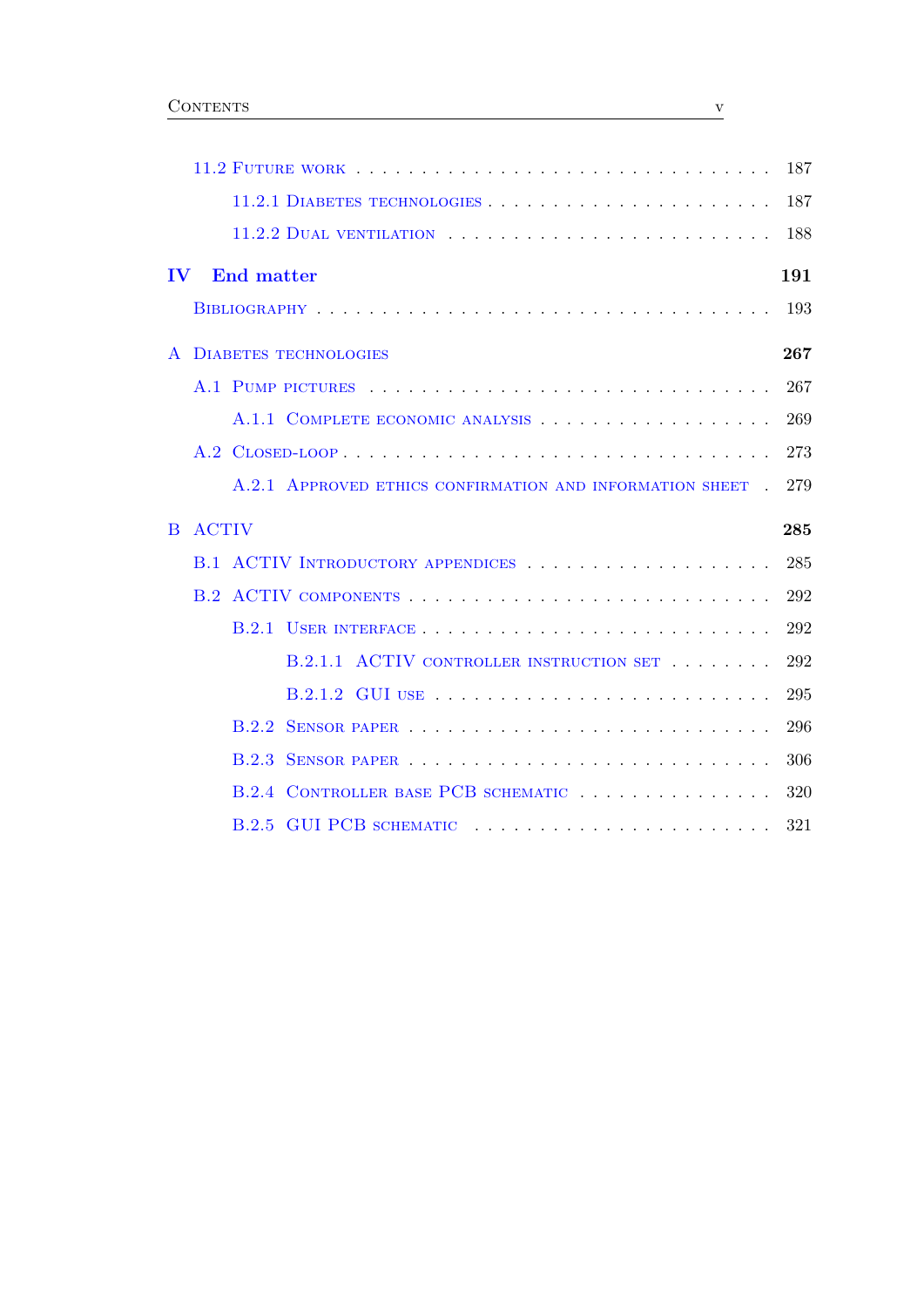- 11.2 Future work ... 187
  - 11.2.1 Diabetes technologies ... 187
  - 11.2.2 Dual ventilation ... 188

**IV End matter** **191**

- Bibliography ... 193

**A Diabetes technologies** **267**

- A.1 Pump pictures ... 267
  - A.1.1 Complete economic analysis ... 269
- A.2 Closed-loop ... 273
  - A.2.1 Approved ethics confirmation and information sheet ... 279

**B ACTIV** **285**

- B.1 ACTIV Introductory appendices ... 285
- B.2 ACTIV components ... 292
  - B.2.1 User interface ... 292
    - B.2.1.1 ACTIV controller instruction set ... 292
    - B.2.1.2 GUI use ... 295
  - B.2.2 Sensor paper ... 296
  - B.2.3 Sensor paper ... 306
  - B.2.4 Controller base PCB schematic ... 320
  - B.2.5 GUI PCB schematic ... 321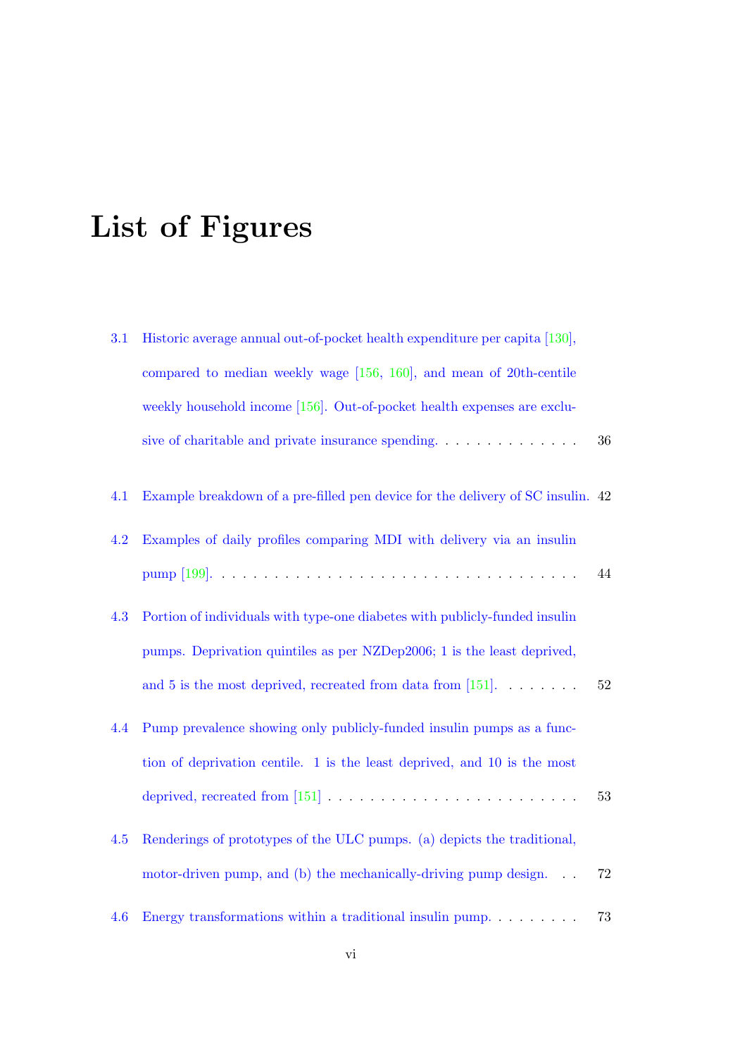# List of Figures

3.1 Historic average annual out-of-pocket health expenditure per capita [130], compared to median weekly wage [156, 160], and mean of 20th-centile weekly household income [156]. Out-of-pocket health expenses are exclusive of charitable and private insurance spending. . . . . . . . . . . . . . . 36

4.1 Example breakdown of a pre-filled pen device for the delivery of SC insulin. 42

4.2 Examples of daily profiles comparing MDI with delivery via an insulin pump [199]. . . . . . . . . . . . . . . . . . . . . . . . . . . . . . . . . . . 44

4.3 Portion of individuals with type-one diabetes with publicly-funded insulin pumps. Deprivation quintiles as per NZDep2006; 1 is the least deprived, and 5 is the most deprived, recreated from data from [151]. . . . . . . . 52

4.4 Pump prevalence showing only publicly-funded insulin pumps as a function of deprivation centile. 1 is the least deprived, and 10 is the most deprived, recreated from [151] . . . . . . . . . . . . . . . . . . . . . . . . 53

4.5 Renderings of prototypes of the ULC pumps. (a) depicts the traditional, motor-driven pump, and (b) the mechanically-driving pump design. . . 72

4.6 Energy transformations within a traditional insulin pump. . . . . . . . . 73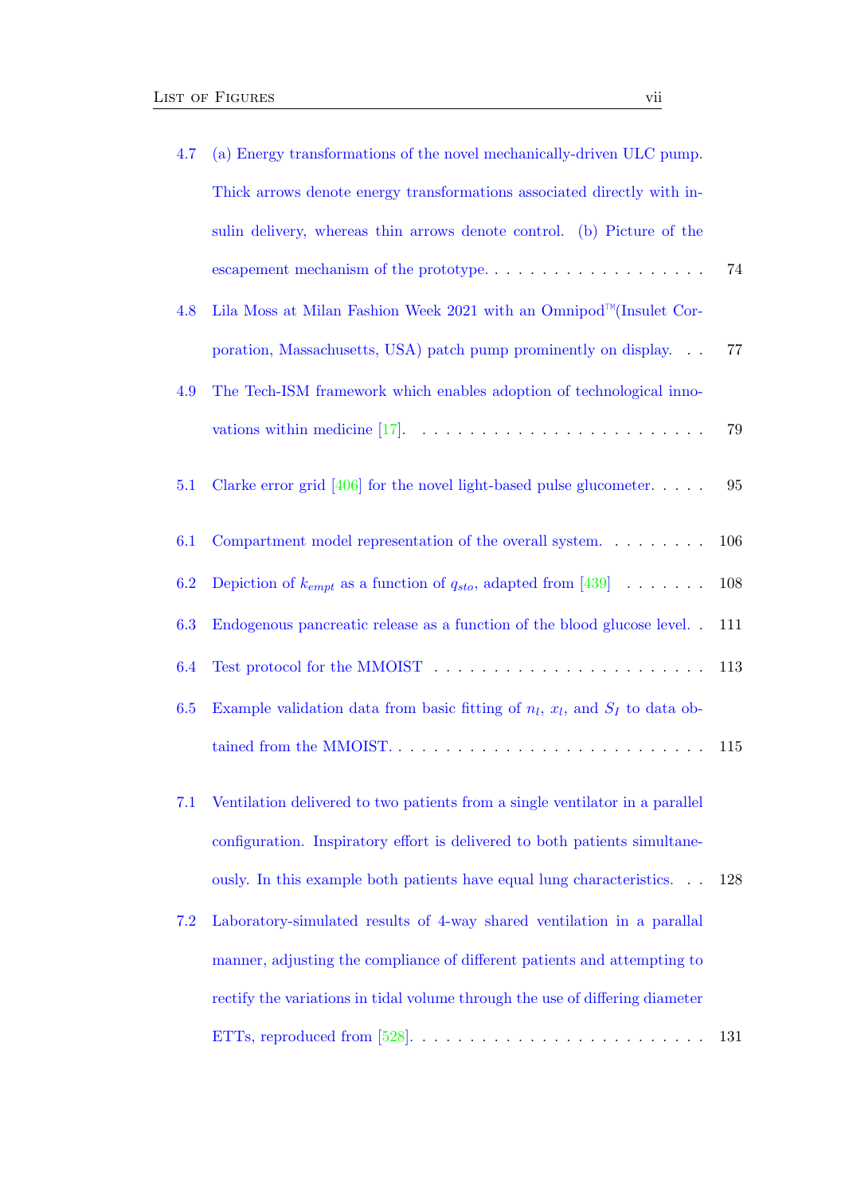- 4.7 (a) Energy transformations of the novel mechanically-driven ULC pump. Thick arrows denote energy transformations associated directly with insulin delivery, whereas thin arrows denote control. (b) Picture of the escapement mechanism of the prototype. . . . . . . . . . . . . . . . . . . 74
- 4.8 Lila Moss at Milan Fashion Week 2021 with an Omnipod™(Insulet Corporation, Massachusetts, USA) patch pump prominently on display. . . 77
- 4.9 The Tech-ISM framework which enables adoption of technological innovations within medicine [17]. . . . . . . . . . . . . . . . . . . . . . . . 79

- 5.1 Clarke error grid [406] for the novel light-based pulse glucometer. . . . . 95

- 6.1 Compartment model representation of the overall system. . . . . . . . . 106
- 6.2 Depiction of $k_{empt}$ as a function of $q_{sto}$, adapted from [439] . . . . . . . 108
- 6.3 Endogenous pancreatic release as a function of the blood glucose level. . 111
- 6.4 Test protocol for the MMOIST . . . . . . . . . . . . . . . . . . . . . . . 113
- 6.5 Example validation data from basic fitting of $n_l$, $x_l$, and $S_I$ to data obtained from the MMOIST. . . . . . . . . . . . . . . . . . . . . . . . . . 115

- 7.1 Ventilation delivered to two patients from a single ventilator in a parallel configuration. Inspiratory effort is delivered to both patients simultaneously. In this example both patients have equal lung characteristics. . . 128
- 7.2 Laboratory-simulated results of 4-way shared ventilation in a parallal manner, adjusting the compliance of different patients and attempting to rectify the variations in tidal volume through the use of differing diameter ETTs, reproduced from [528]. . . . . . . . . . . . . . . . . . . . . . . . 131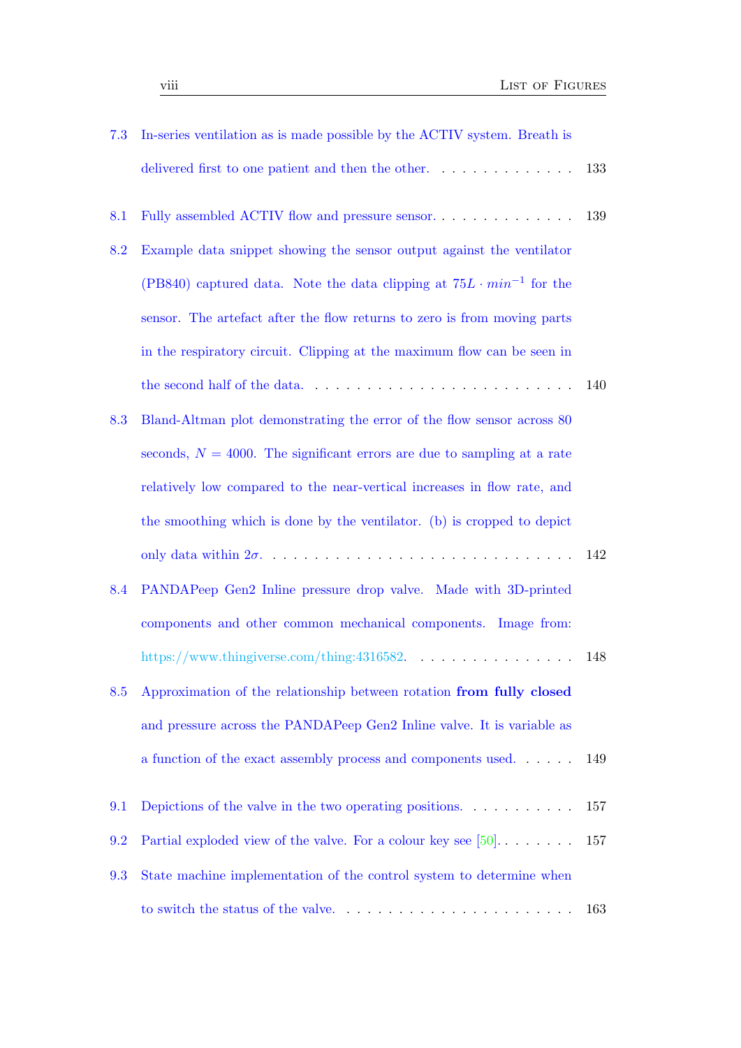7.3 In-series ventilation as is made possible by the ACTIV system. Breath is delivered first to one patient and then the other. . . . . . . . . . . . . . 133

8.1 Fully assembled ACTIV flow and pressure sensor. . . . . . . . . . . . . . 139

8.2 Example data snippet showing the sensor output against the ventilator (PB840) captured data. Note the data clipping at $75L \cdot min^{-1}$ for the sensor. The artefact after the flow returns to zero is from moving parts in the respiratory circuit. Clipping at the maximum flow can be seen in the second half of the data. . . . . . . . . . . . . . . . . . . . . . . . . 140

8.3 Bland-Altman plot demonstrating the error of the flow sensor across 80 seconds, $N = 4000$. The significant errors are due to sampling at a rate relatively low compared to the near-vertical increases in flow rate, and the smoothing which is done by the ventilator. (b) is cropped to depict only data within $2\sigma$. . . . . . . . . . . . . . . . . . . . . . . . . . . . . 142

8.4 PANDAPeep Gen2 Inline pressure drop valve. Made with 3D-printed components and other common mechanical components. Image from: https://www.thingiverse.com/thing:4316582. . . . . . . . . . . . . . . . 148

8.5 Approximation of the relationship between rotation **from fully closed** and pressure across the PANDAPeep Gen2 Inline valve. It is variable as a function of the exact assembly process and components used. . . . . . 149

9.1 Depictions of the valve in the two operating positions. . . . . . . . . . . 157

9.2 Partial exploded view of the valve. For a colour key see [50]. . . . . . . . 157

9.3 State machine implementation of the control system to determine when to switch the status of the valve. . . . . . . . . . . . . . . . . . . . . . . 163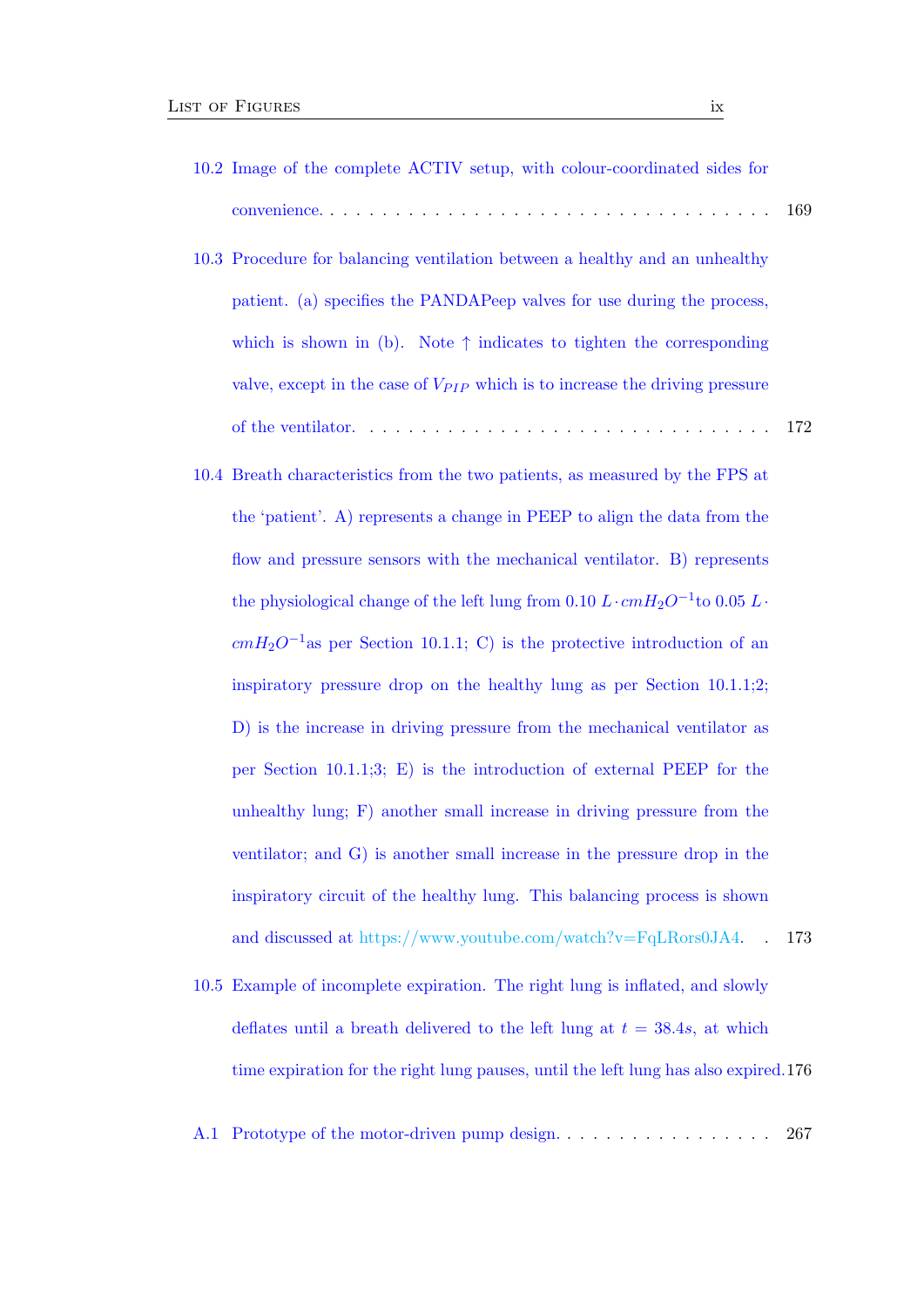10.2 Image of the complete ACTIV setup, with colour-coordinated sides for convenience. . . . . . . . . . . . . . . . . . . . . . . . . . . . . . . . . . 169

10.3 Procedure for balancing ventilation between a healthy and an unhealthy patient. (a) specifies the PANDAPeep valves for use during the process, which is shown in (b). Note ↑ indicates to tighten the corresponding valve, except in the case of $V_{PIP}$ which is to increase the driving pressure of the ventilator. . . . . . . . . . . . . . . . . . . . . . . . . . . . . . 172

10.4 Breath characteristics from the two patients, as measured by the FPS at the 'patient'. A) represents a change in PEEP to align the data from the flow and pressure sensors with the mechanical ventilator. B) represents the physiological change of the left lung from 0.10 $L \cdot cmH_2O^{-1}$to 0.05 $L \cdot cmH_2O^{-1}$as per Section 10.1.1; C) is the protective introduction of an inspiratory pressure drop on the healthy lung as per Section 10.1.1;2; D) is the increase in driving pressure from the mechanical ventilator as per Section 10.1.1;3; E) is the introduction of external PEEP for the unhealthy lung; F) another small increase in driving pressure from the ventilator; and G) is another small increase in the pressure drop in the inspiratory circuit of the healthy lung. This balancing process is shown and discussed at https://www.youtube.com/watch?v=FqLRors0JA4. . 173

10.5 Example of incomplete expiration. The right lung is inflated, and slowly deflates until a breath delivered to the left lung at $t = 38.4s$, at which time expiration for the right lung pauses, until the left lung has also expired. 176

A.1 Prototype of the motor-driven pump design. . . . . . . . . . . . . . . . . 267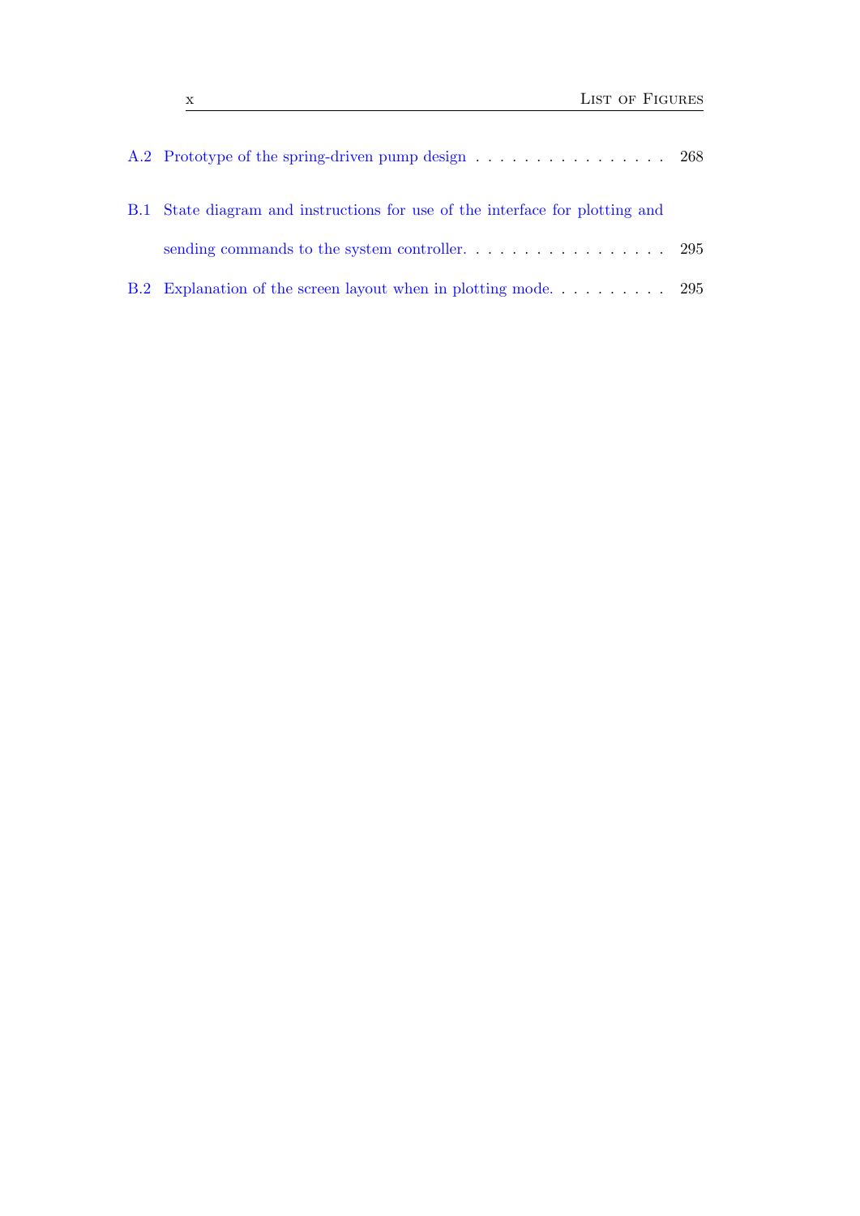A.2 Prototype of the spring-driven pump design . . . . . . . . . . . . . . . . . 268

B.1 State diagram and instructions for use of the interface for plotting and sending commands to the system controller. . . . . . . . . . . . . . . . . . 295

B.2 Explanation of the screen layout when in plotting mode. . . . . . . . . . . 295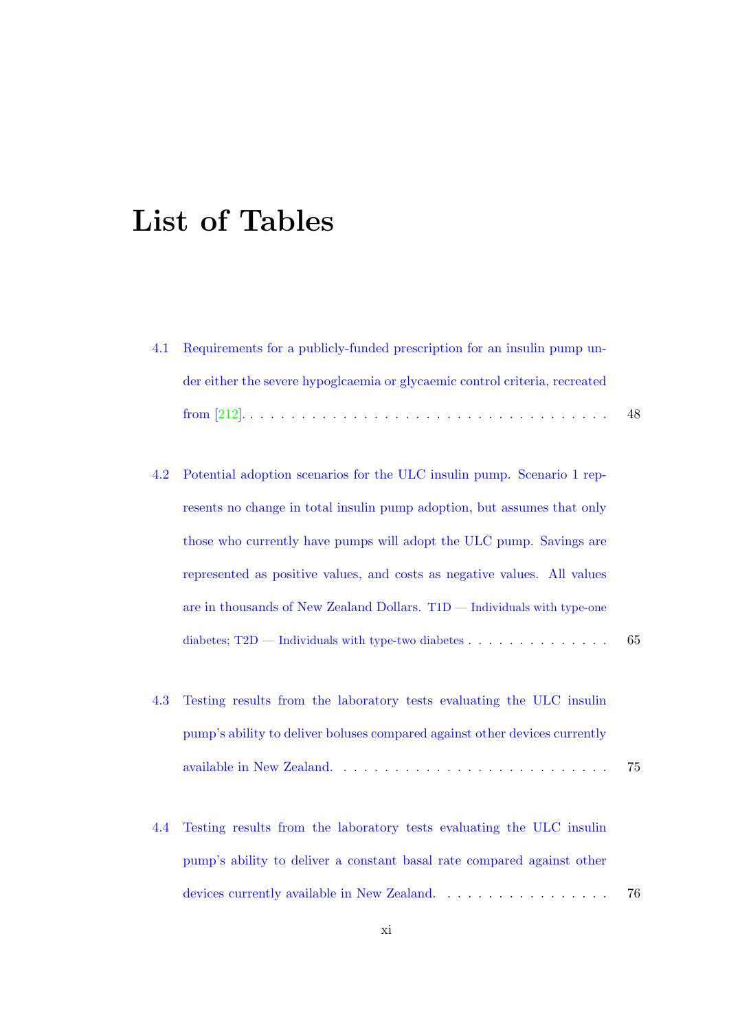# List of Tables

4.1 Requirements for a publicly-funded prescription for an insulin pump under either the severe hypoglcaemia or glycaemic control criteria, recreated from [212]. . . . . . . . . . . . . . . . . . . . . . . . . . . . . . . . . . 48

4.2 Potential adoption scenarios for the ULC insulin pump. Scenario 1 represents no change in total insulin pump adoption, but assumes that only those who currently have pumps will adopt the ULC pump. Savings are represented as positive values, and costs as negative values. All values are in thousands of New Zealand Dollars. T1D — Individuals with type-one diabetes; T2D — Individuals with type-two diabetes . . . . . . . . . . . . . . 65

4.3 Testing results from the laboratory tests evaluating the ULC insulin pump's ability to deliver boluses compared against other devices currently available in New Zealand. . . . . . . . . . . . . . . . . . . . . . . . . . . 75

4.4 Testing results from the laboratory tests evaluating the ULC insulin pump's ability to deliver a constant basal rate compared against other devices currently available in New Zealand. . . . . . . . . . . . . . . . . 76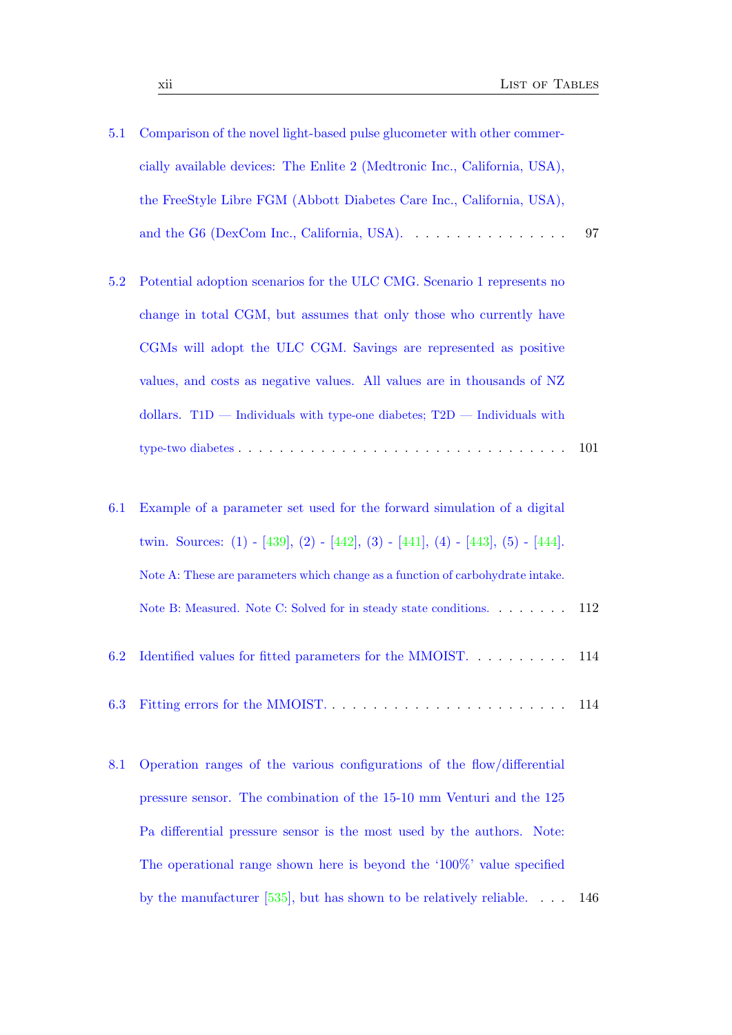5.1 Comparison of the novel light-based pulse glucometer with other commercially available devices: The Enlite 2 (Medtronic Inc., California, USA), the FreeStyle Libre FGM (Abbott Diabetes Care Inc., California, USA), and the G6 (DexCom Inc., California, USA). . . . . . . . . . . . . . . . 97

5.2 Potential adoption scenarios for the ULC CMG. Scenario 1 represents no change in total CGM, but assumes that only those who currently have CGMs will adopt the ULC CGM. Savings are represented as positive values, and costs as negative values. All values are in thousands of NZ dollars. T1D — Individuals with type-one diabetes; T2D — Individuals with type-two diabetes . . . . . . . . . . . . . . . . . . . . . . . . . . . . . . . . 101

6.1 Example of a parameter set used for the forward simulation of a digital twin. Sources: (1) - [439], (2) - [442], (3) - [441], (4) - [443], (5) - [444]. Note A: These are parameters which change as a function of carbohydrate intake. Note B: Measured. Note C: Solved for in steady state conditions. . . . . . . . 112

6.2 Identified values for fitted parameters for the MMOIST. . . . . . . . . . 114

6.3 Fitting errors for the MMOIST. . . . . . . . . . . . . . . . . . . . . . . . 114

8.1 Operation ranges of the various configurations of the flow/differential pressure sensor. The combination of the 15-10 mm Venturi and the 125 Pa differential pressure sensor is the most used by the authors. Note: The operational range shown here is beyond the '100%' value specified by the manufacturer [535], but has shown to be relatively reliable. . . . 146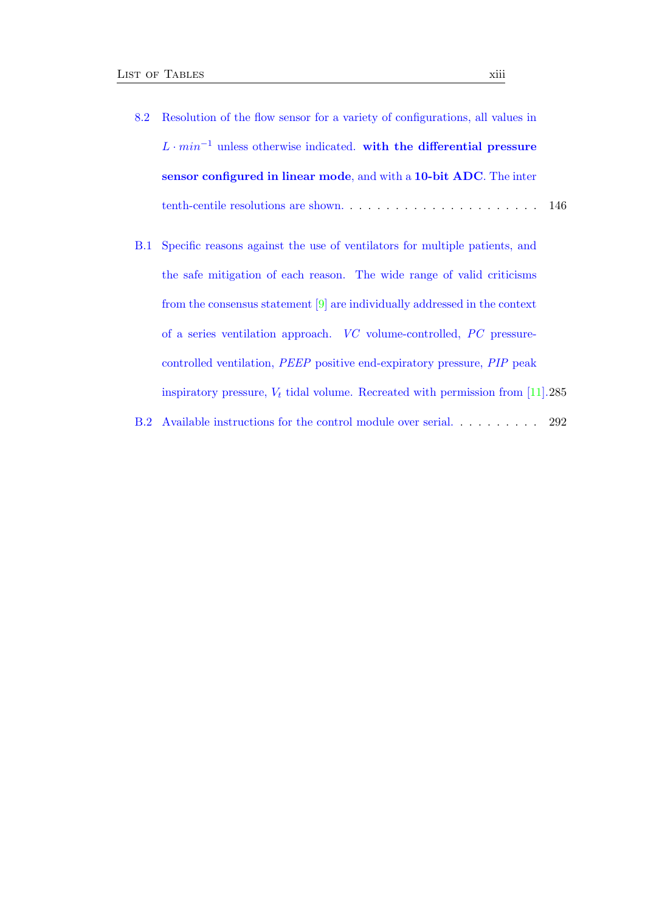8.2 Resolution of the flow sensor for a variety of configurations, all values in $L \cdot min^{-1}$ unless otherwise indicated. **with the differential pressure sensor configured in linear mode**, and with a **10-bit ADC**. The inter tenth-centile resolutions are shown. . . . . . . . . . . . . . . . . . . . . . 146

B.1 Specific reasons against the use of ventilators for multiple patients, and the safe mitigation of each reason. The wide range of valid criticisms from the consensus statement [9] are individually addressed in the context of a series ventilation approach. *VC* volume-controlled, *PC* pressure-controlled ventilation, *PEEP* positive end-expiratory pressure, *PIP* peak inspiratory pressure, $V_t$ tidal volume. Recreated with permission from [11]. 285

B.2 Available instructions for the control module over serial. . . . . . . . . . 292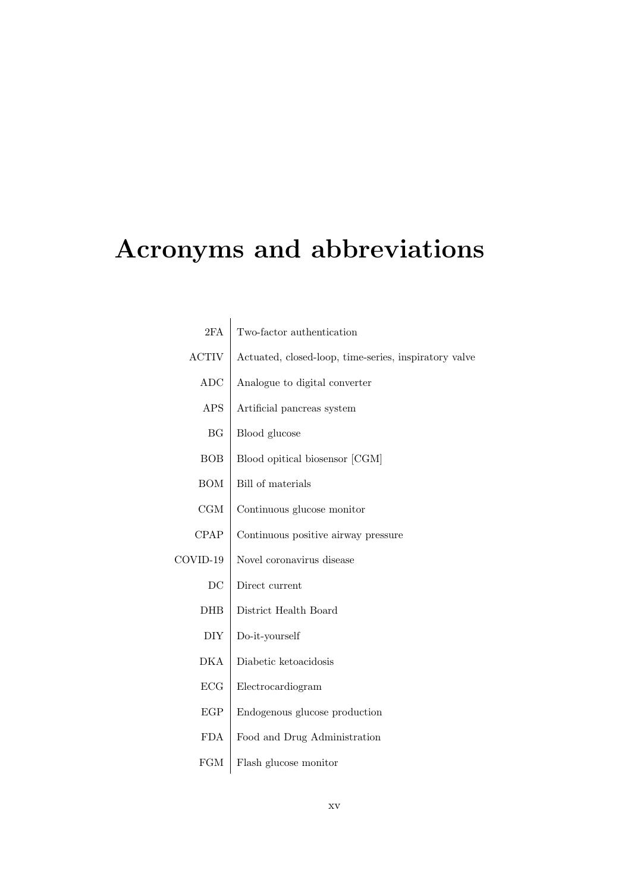# Acronyms and abbreviations

| | |
|---|---|
| 2FA | Two-factor authentication |
| ACTIV | Actuated, closed-loop, time-series, inspiratory valve |
| ADC | Analogue to digital converter |
| APS | Artificial pancreas system |
| BG | Blood glucose |
| BOB | Blood opitical biosensor [CGM] |
| BOM | Bill of materials |
| CGM | Continuous glucose monitor |
| CPAP | Continuous positive airway pressure |
| COVID-19 | Novel coronavirus disease |
| DC | Direct current |
| DHB | District Health Board |
| DIY | Do-it-yourself |
| DKA | Diabetic ketoacidosis |
| ECG | Electrocardiogram |
| EGP | Endogenous glucose production |
| FDA | Food and Drug Administration |
| FGM | Flash glucose monitor |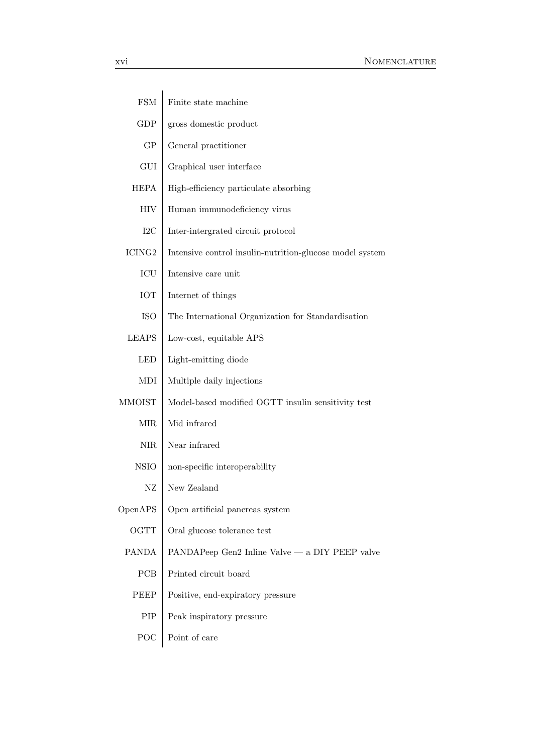| | |
|---|---|
| FSM | Finite state machine |
| GDP | gross domestic product |
| GP | General practitioner |
| GUI | Graphical user interface |
| HEPA | High-efficiency particulate absorbing |
| HIV | Human immunodeficiency virus |
| I2C | Inter-intergrated circuit protocol |
| ICING2 | Intensive control insulin-nutrition-glucose model system |
| ICU | Intensive care unit |
| IOT | Internet of things |
| ISO | The International Organization for Standardisation |
| LEAPS | Low-cost, equitable APS |
| LED | Light-emitting diode |
| MDI | Multiple daily injections |
| MMOIST | Model-based modified OGTT insulin sensitivity test |
| MIR | Mid infrared |
| NIR | Near infrared |
| NSIO | non-specific interoperability |
| NZ | New Zealand |
| OpenAPS | Open artificial pancreas system |
| OGTT | Oral glucose tolerance test |
| PANDA | PANDAPeep Gen2 Inline Valve — a DIY PEEP valve |
| PCB | Printed circuit board |
| PEEP | Positive, end-expiratory pressure |
| PIP | Peak inspiratory pressure |
| POC | Point of care |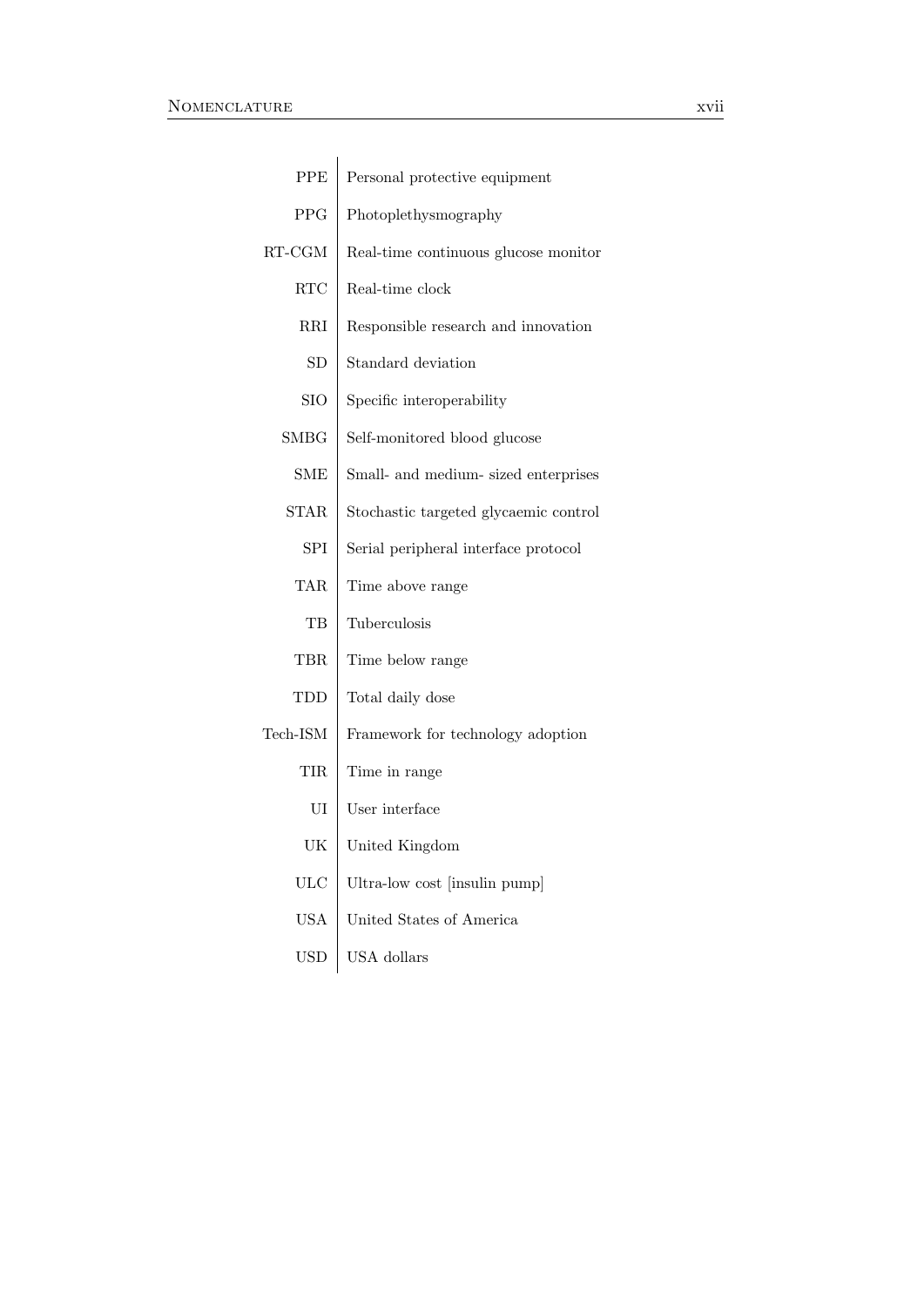| | |
|---|---|
| PPE | Personal protective equipment |
| PPG | Photoplethysmography |
| RT-CGM | Real-time continuous glucose monitor |
| RTC | Real-time clock |
| RRI | Responsible research and innovation |
| SD | Standard deviation |
| SIO | Specific interoperability |
| SMBG | Self-monitored blood glucose |
| SME | Small- and medium- sized enterprises |
| STAR | Stochastic targeted glycaemic control |
| SPI | Serial peripheral interface protocol |
| TAR | Time above range |
| TB | Tuberculosis |
| TBR | Time below range |
| TDD | Total daily dose |
| Tech-ISM | Framework for technology adoption |
| TIR | Time in range |
| UI | User interface |
| UK | United Kingdom |
| ULC | Ultra-low cost [insulin pump] |
| USA | United States of America |
| USD | USA dollars |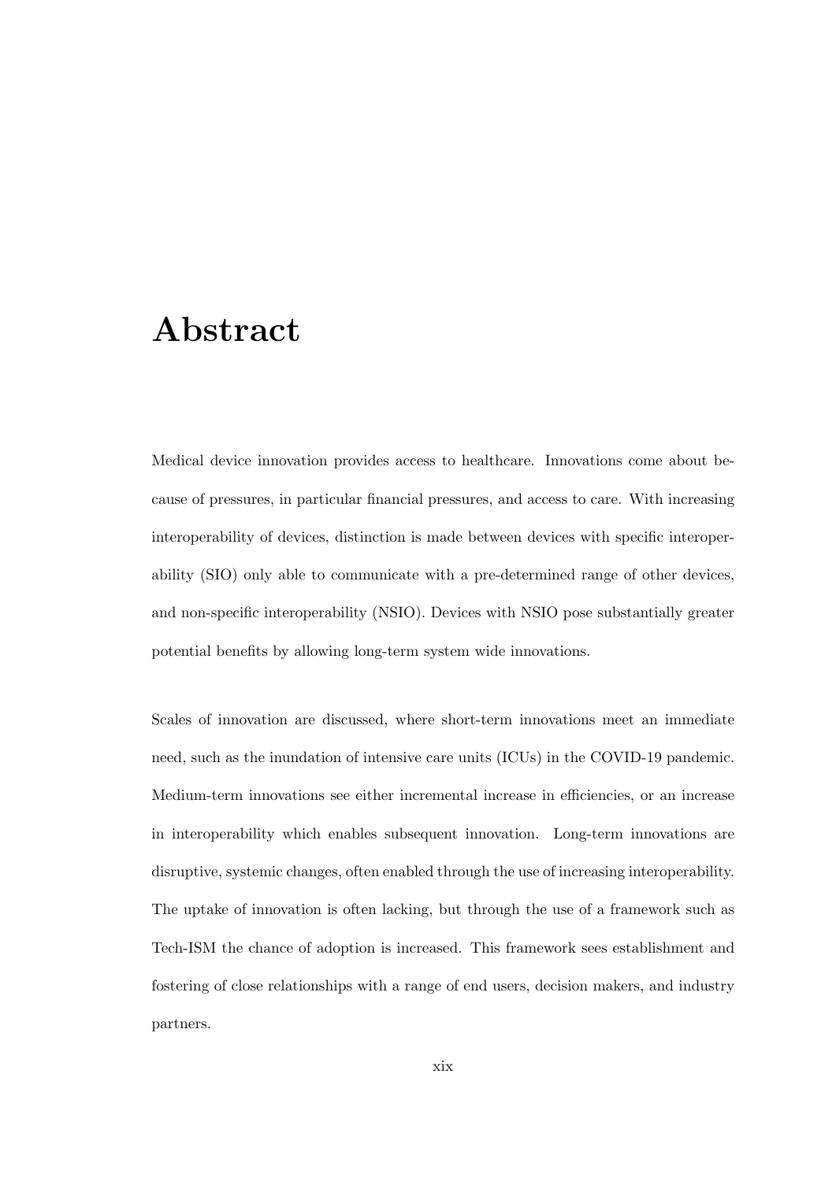# Abstract

Medical device innovation provides access to healthcare. Innovations come about because of pressures, in particular financial pressures, and access to care. With increasing interoperability of devices, distinction is made between devices with specific interoperability (SIO) only able to communicate with a pre-determined range of other devices, and non-specific interoperability (NSIO). Devices with NSIO pose substantially greater potential benefits by allowing long-term system wide innovations.

Scales of innovation are discussed, where short-term innovations meet an immediate need, such as the inundation of intensive care units (ICUs) in the COVID-19 pandemic. Medium-term innovations see either incremental increase in efficiencies, or an increase in interoperability which enables subsequent innovation. Long-term innovations are disruptive, systemic changes, often enabled through the use of increasing interoperability. The uptake of innovation is often lacking, but through the use of a framework such as Tech-ISM the chance of adoption is increased. This framework sees establishment and fostering of close relationships with a range of end users, decision makers, and industry partners.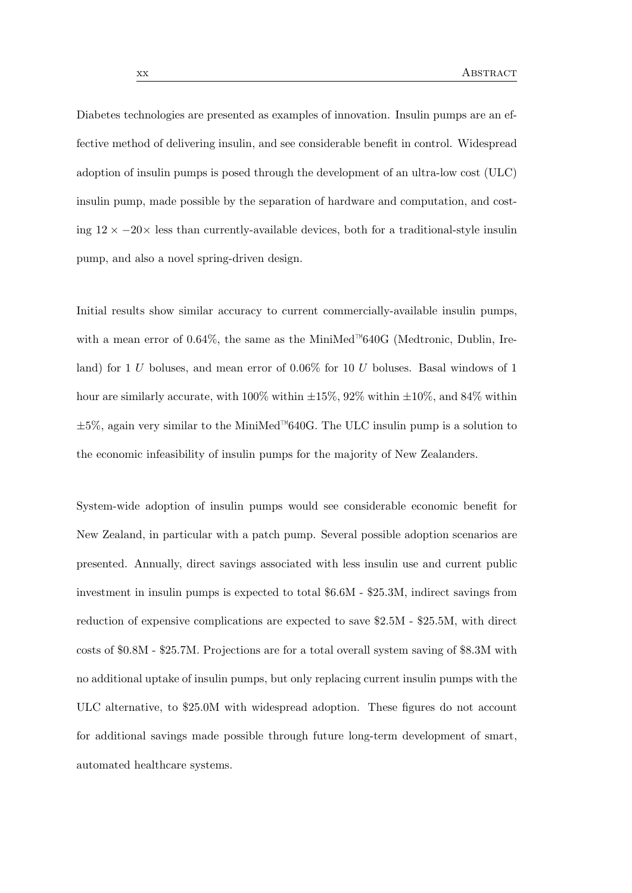Diabetes technologies are presented as examples of innovation. Insulin pumps are an effective method of delivering insulin, and see considerable benefit in control. Widespread adoption of insulin pumps is posed through the development of an ultra-low cost (ULC) insulin pump, made possible by the separation of hardware and computation, and costing $12\times - 20\times$ less than currently-available devices, both for a traditional-style insulin pump, and also a novel spring-driven design.

Initial results show similar accuracy to current commercially-available insulin pumps, with a mean error of 0.64%, the same as the MiniMed™640G (Medtronic, Dublin, Ireland) for 1 $U$ boluses, and mean error of 0.06% for 10 $U$ boluses. Basal windows of 1 hour are similarly accurate, with 100% within ±15%, 92% within ±10%, and 84% within ±5%, again very similar to the MiniMed™640G. The ULC insulin pump is a solution to the economic infeasibility of insulin pumps for the majority of New Zealanders.

System-wide adoption of insulin pumps would see considerable economic benefit for New Zealand, in particular with a patch pump. Several possible adoption scenarios are presented. Annually, direct savings associated with less insulin use and current public investment in insulin pumps is expected to total \$6.6M - \$25.3M, indirect savings from reduction of expensive complications are expected to save \$2.5M - \$25.5M, with direct costs of \$0.8M - \$25.7M. Projections are for a total overall system saving of \$8.3M with no additional uptake of insulin pumps, but only replacing current insulin pumps with the ULC alternative, to \$25.0M with widespread adoption. These figures do not account for additional savings made possible through future long-term development of smart, automated healthcare systems.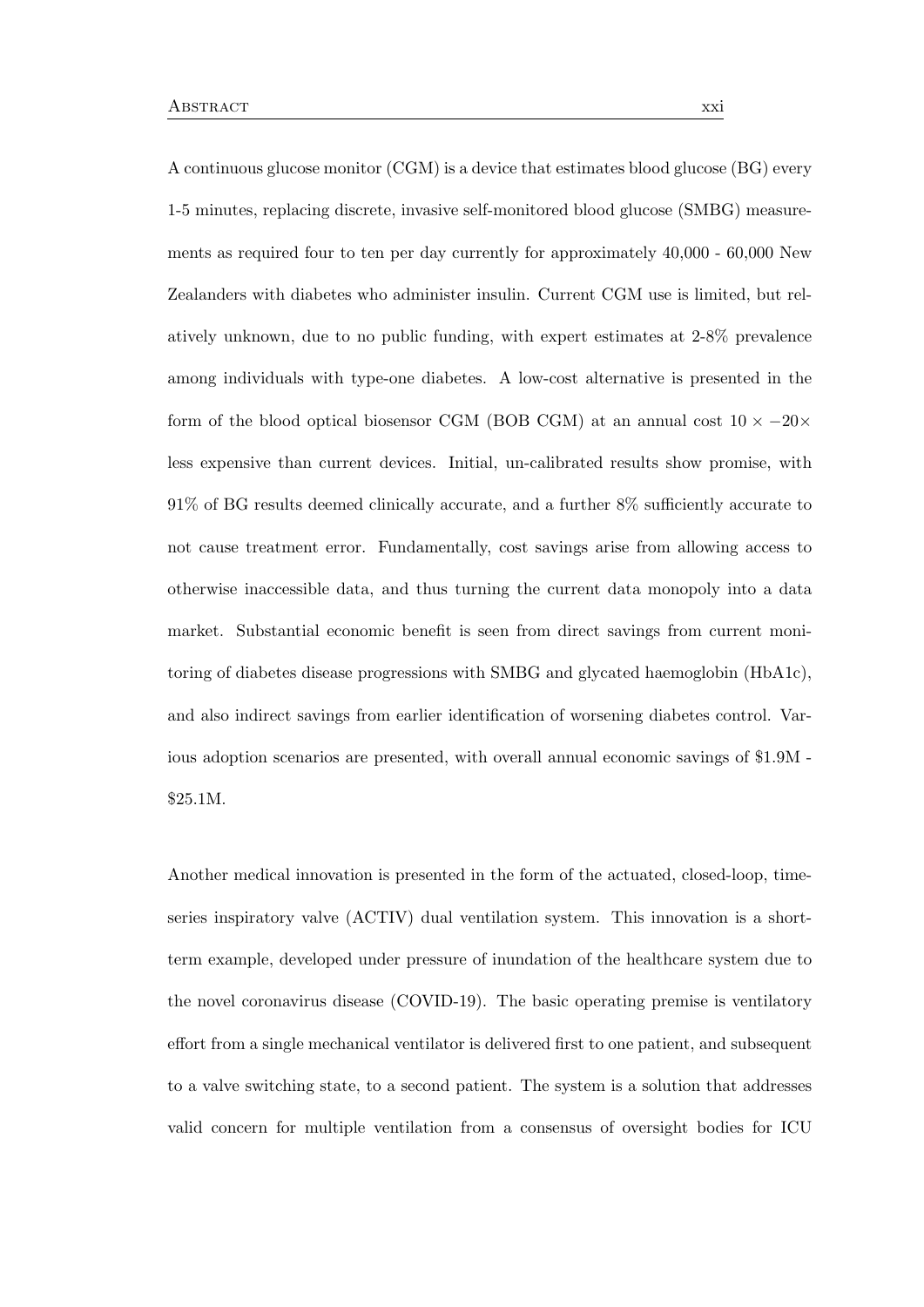A continuous glucose monitor (CGM) is a device that estimates blood glucose (BG) every 1-5 minutes, replacing discrete, invasive self-monitored blood glucose (SMBG) measurements as required four to ten per day currently for approximately 40,000 - 60,000 New Zealanders with diabetes who administer insulin. Current CGM use is limited, but relatively unknown, due to no public funding, with expert estimates at 2-8% prevalence among individuals with type-one diabetes. A low-cost alternative is presented in the form of the blood optical biosensor CGM (BOB CGM) at an annual cost $10\times - 20\times$ less expensive than current devices. Initial, un-calibrated results show promise, with 91% of BG results deemed clinically accurate, and a further 8% sufficiently accurate to not cause treatment error. Fundamentally, cost savings arise from allowing access to otherwise inaccessible data, and thus turning the current data monopoly into a data market. Substantial economic benefit is seen from direct savings from current monitoring of diabetes disease progressions with SMBG and glycated haemoglobin (HbA1c), and also indirect savings from earlier identification of worsening diabetes control. Various adoption scenarios are presented, with overall annual economic savings of $1.9M - $25.1M.

Another medical innovation is presented in the form of the actuated, closed-loop, time-series inspiratory valve (ACTIV) dual ventilation system. This innovation is a short-term example, developed under pressure of inundation of the healthcare system due to the novel coronavirus disease (COVID-19). The basic operating premise is ventilatory effort from a single mechanical ventilator is delivered first to one patient, and subsequent to a valve switching state, to a second patient. The system is a solution that addresses valid concern for multiple ventilation from a consensus of oversight bodies for ICU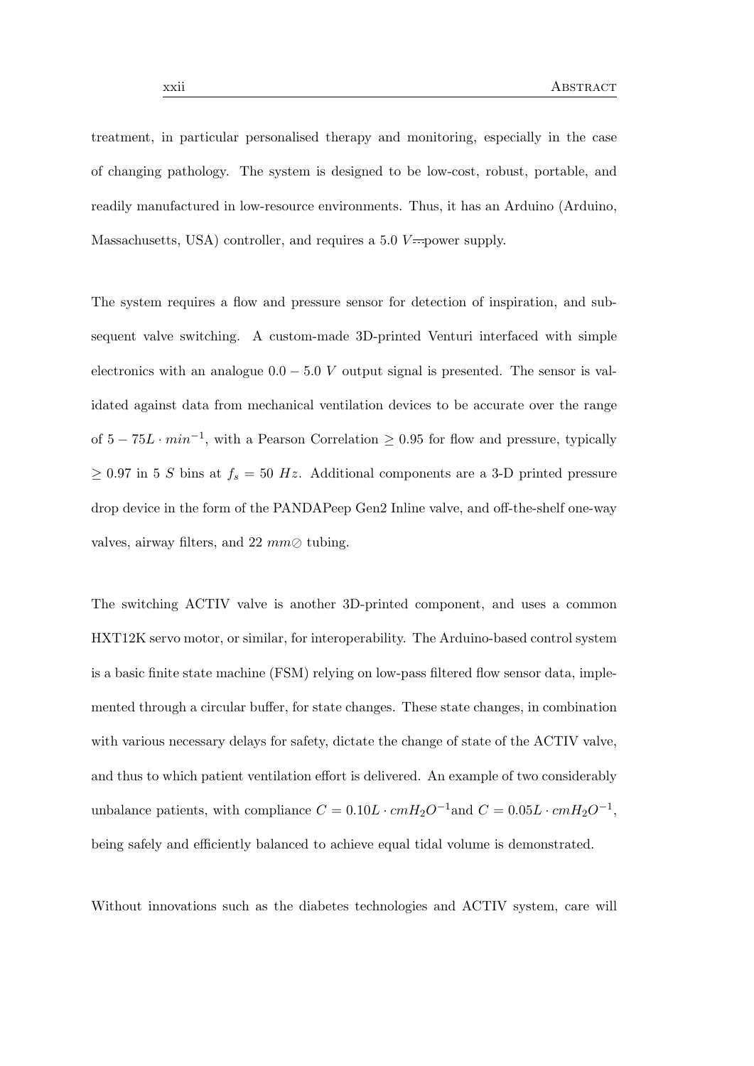treatment, in particular personalised therapy and monitoring, especially in the case of changing pathology. The system is designed to be low-cost, robust, portable, and readily manufactured in low-resource environments. Thus, it has an Arduino (Arduino, Massachusetts, USA) controller, and requires a 5.0 $V$⎓power supply.

The system requires a flow and pressure sensor for detection of inspiration, and subsequent valve switching. A custom-made 3D-printed Venturi interfaced with simple electronics with an analogue $0.0 - 5.0\ V$ output signal is presented. The sensor is validated against data from mechanical ventilation devices to be accurate over the range of $5 - 75L \cdot min^{-1}$, with a Pearson Correlation $\geq 0.95$ for flow and pressure, typically $\geq 0.97$ in 5 $S$ bins at $f_s = 50\ Hz$. Additional components are a 3-D printed pressure drop device in the form of the PANDAPeep Gen2 Inline valve, and off-the-shelf one-way valves, airway filters, and 22 $mm\oslash$ tubing.

The switching ACTIV valve is another 3D-printed component, and uses a common HXT12K servo motor, or similar, for interoperability. The Arduino-based control system is a basic finite state machine (FSM) relying on low-pass filtered flow sensor data, implemented through a circular buffer, for state changes. These state changes, in combination with various necessary delays for safety, dictate the change of state of the ACTIV valve, and thus to which patient ventilation effort is delivered. An example of two considerably unbalance patients, with compliance $C = 0.10L \cdot cmH_2O^{-1}$and $C = 0.05L \cdot cmH_2O^{-1}$, being safely and efficiently balanced to achieve equal tidal volume is demonstrated.

Without innovations such as the diabetes technologies and ACTIV system, care will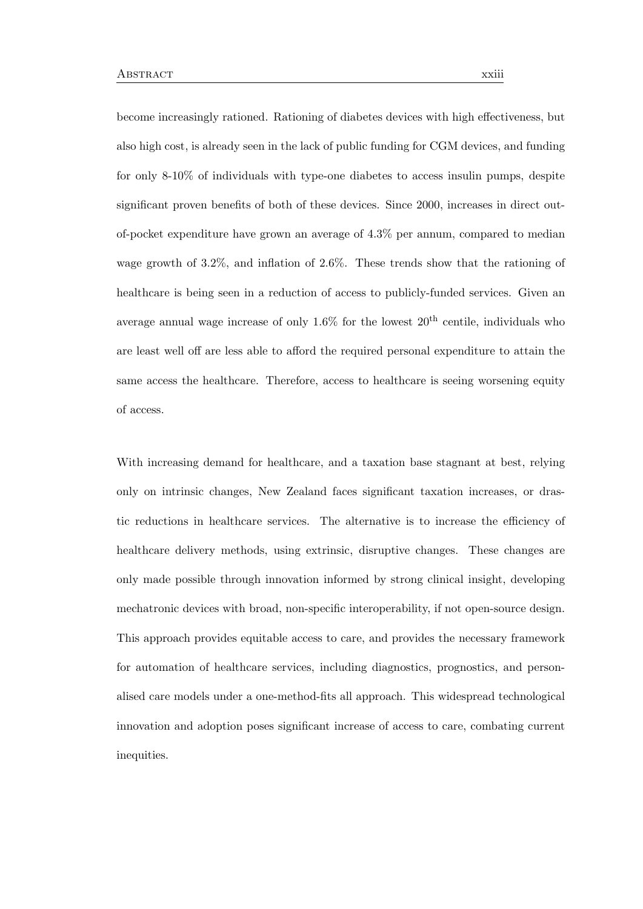become increasingly rationed. Rationing of diabetes devices with high effectiveness, but also high cost, is already seen in the lack of public funding for CGM devices, and funding for only 8-10% of individuals with type-one diabetes to access insulin pumps, despite significant proven benefits of both of these devices. Since 2000, increases in direct out-of-pocket expenditure have grown an average of 4.3% per annum, compared to median wage growth of 3.2%, and inflation of 2.6%. These trends show that the rationing of healthcare is being seen in a reduction of access to publicly-funded services. Given an average annual wage increase of only 1.6% for the lowest $20^{\text{th}}$ centile, individuals who are least well off are less able to afford the required personal expenditure to attain the same access the healthcare. Therefore, access to healthcare is seeing worsening equity of access.

With increasing demand for healthcare, and a taxation base stagnant at best, relying only on intrinsic changes, New Zealand faces significant taxation increases, or drastic reductions in healthcare services. The alternative is to increase the efficiency of healthcare delivery methods, using extrinsic, disruptive changes. These changes are only made possible through innovation informed by strong clinical insight, developing mechatronic devices with broad, non-specific interoperability, if not open-source design. This approach provides equitable access to care, and provides the necessary framework for automation of healthcare services, including diagnostics, prognostics, and personalised care models under a one-method-fits all approach. This widespread technological innovation and adoption poses significant increase of access to care, combating current inequities.